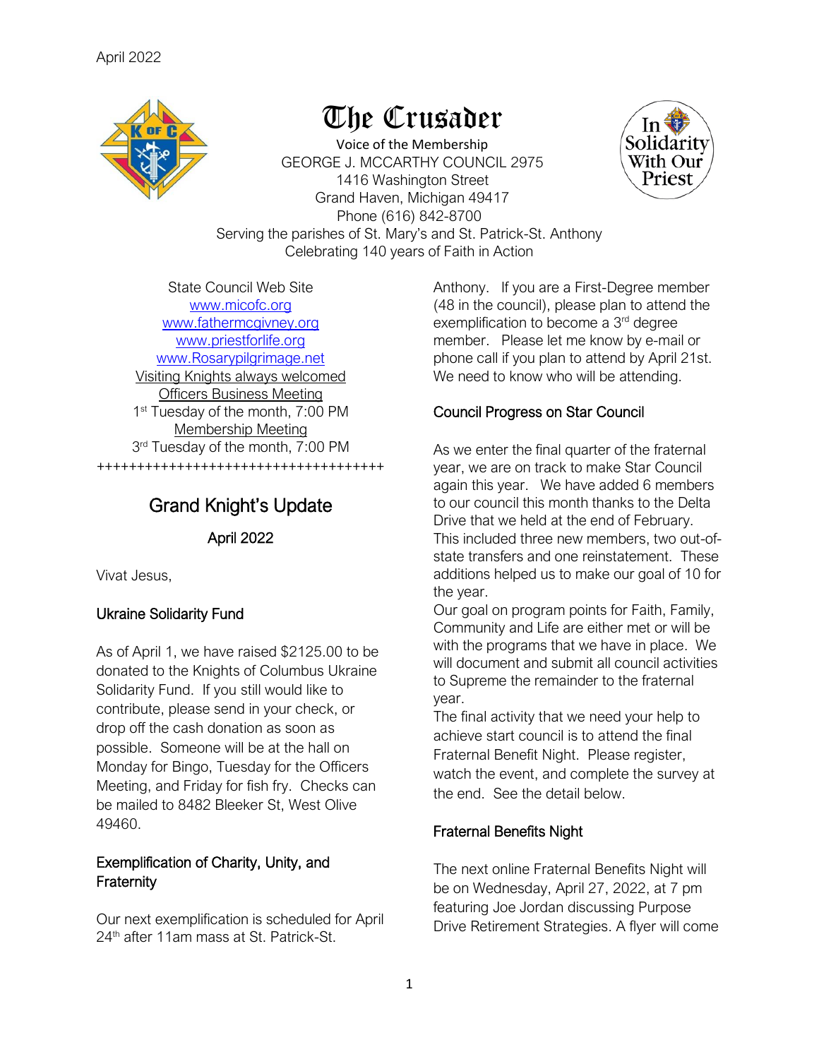April 2022

# The Crusader

Voice of the Membership
GEORGE J. MCCARTHY COUNCIL 2975
1416 Washington Street
Grand Haven, Michigan 49417
Phone (616) 842-8700
Serving the parishes of St. Mary's and St. Patrick-St. Anthony
Celebrating 140 years of Faith in Action

In Solidarity With Our Priest

State Council Web Site
www.micofc.org
www.fathermcgivney.org
www.priestforlife.org
www.Rosarypilgrimage.net
Visiting Knights always welcomed
Officers Business Meeting
1st Tuesday of the month, 7:00 PM
Membership Meeting
3rd Tuesday of the month, 7:00 PM
++++++++++++++++++++++++++++++++++++

## Grand Knight's Update

April 2022

Vivat Jesus,

### Ukraine Solidarity Fund

As of April 1, we have raised $2125.00 to be donated to the Knights of Columbus Ukraine Solidarity Fund. If you still would like to contribute, please send in your check, or drop off the cash donation as soon as possible. Someone will be at the hall on Monday for Bingo, Tuesday for the Officers Meeting, and Friday for fish fry. Checks can be mailed to 8482 Bleeker St, West Olive 49460.

### Exemplification of Charity, Unity, and Fraternity

Our next exemplification is scheduled for April 24th after 11am mass at St. Patrick-St. Anthony. If you are a First-Degree member (48 in the council), please plan to attend the exemplification to become a 3rd degree member. Please let me know by e-mail or phone call if you plan to attend by April 21st. We need to know who will be attending.

### Council Progress on Star Council

As we enter the final quarter of the fraternal year, we are on track to make Star Council again this year. We have added 6 members to our council this month thanks to the Delta Drive that we held at the end of February. This included three new members, two out-of-state transfers and one reinstatement. These additions helped us to make our goal of 10 for the year.
Our goal on program points for Faith, Family, Community and Life are either met or will be with the programs that we have in place. We will document and submit all council activities to Supreme the remainder to the fraternal year.
The final activity that we need your help to achieve start council is to attend the final Fraternal Benefit Night. Please register, watch the event, and complete the survey at the end. See the detail below.

### Fraternal Benefits Night

The next online Fraternal Benefits Night will be on Wednesday, April 27, 2022, at 7 pm featuring Joe Jordan discussing Purpose Drive Retirement Strategies. A flyer will come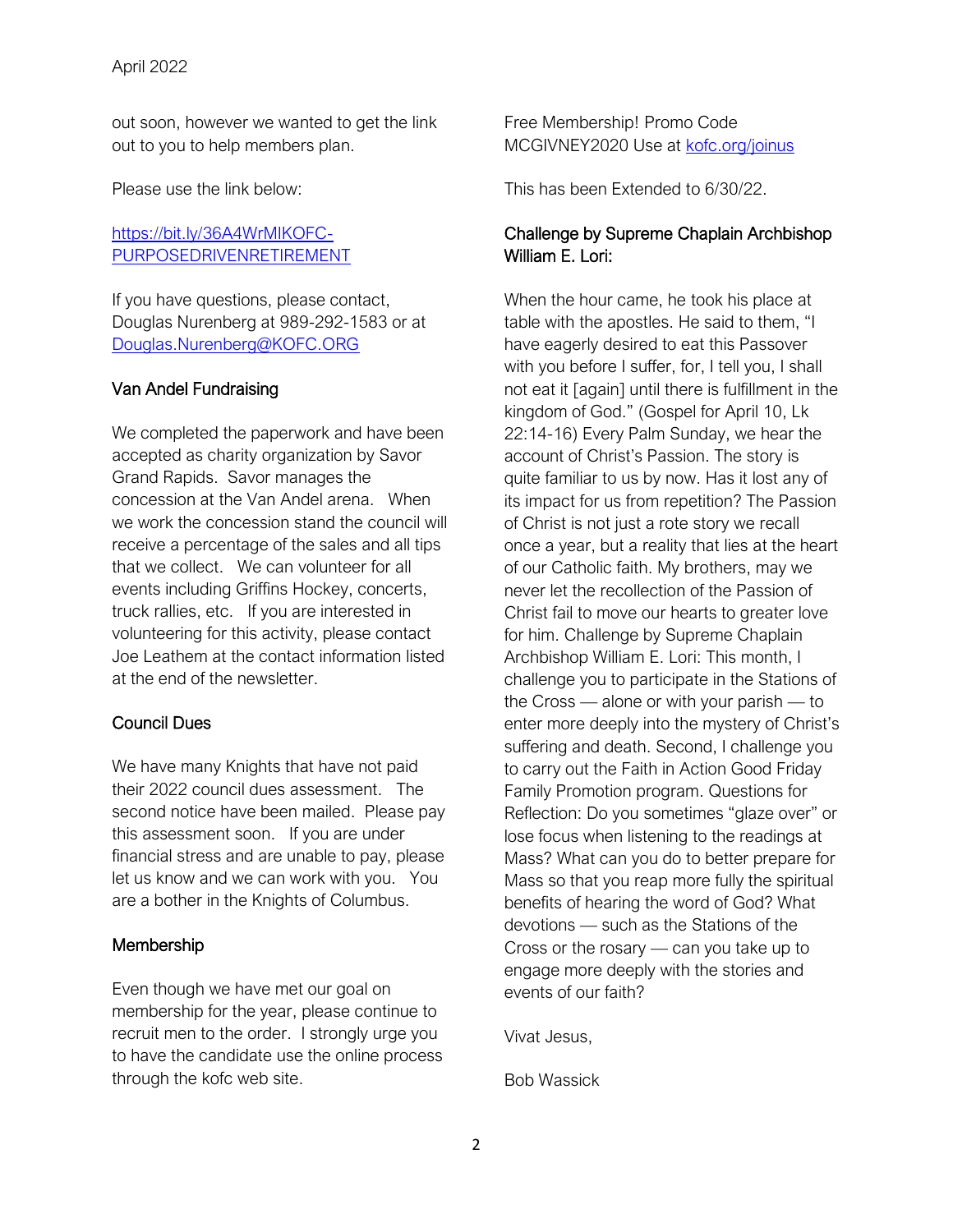out soon, however we wanted to get the link out to you to help members plan.

Please use the link below:

[https://bit.ly/36A4WrMIKOFC-PURPOSEDRIVENRETIREMENT](https://bit.ly/36A4WrMIKOFC-PURPOSEDRIVENRETIREMENT)

If you have questions, please contact, Douglas Nurenberg at 989-292-1583 or at [Douglas.Nurenberg@KOFC.ORG](mailto:Douglas.Nurenberg@KOFC.ORG)

## Van Andel Fundraising

We completed the paperwork and have been accepted as charity organization by Savor Grand Rapids. Savor manages the concession at the Van Andel arena. When we work the concession stand the council will receive a percentage of the sales and all tips that we collect. We can volunteer for all events including Griffins Hockey, concerts, truck rallies, etc. If you are interested in volunteering for this activity, please contact Joe Leathem at the contact information listed at the end of the newsletter.

## Council Dues

We have many Knights that have not paid their 2022 council dues assessment. The second notice have been mailed. Please pay this assessment soon. If you are under financial stress and are unable to pay, please let us know and we can work with you. You are a bother in the Knights of Columbus.

## Membership

Even though we have met our goal on membership for the year, please continue to recruit men to the order. I strongly urge you to have the candidate use the online process through the kofc web site.

Free Membership! Promo Code MCGIVNEY2020 Use at [kofc.org/joinus](https://kofc.org/joinus)

This has been Extended to 6/30/22.

## Challenge by Supreme Chaplain Archbishop William E. Lori:

When the hour came, he took his place at table with the apostles. He said to them, "I have eagerly desired to eat this Passover with you before I suffer, for, I tell you, I shall not eat it [again] until there is fulfillment in the kingdom of God." (Gospel for April 10, Lk 22:14-16) Every Palm Sunday, we hear the account of Christ's Passion. The story is quite familiar to us by now. Has it lost any of its impact for us from repetition? The Passion of Christ is not just a rote story we recall once a year, but a reality that lies at the heart of our Catholic faith. My brothers, may we never let the recollection of the Passion of Christ fail to move our hearts to greater love for him. Challenge by Supreme Chaplain Archbishop William E. Lori: This month, I challenge you to participate in the Stations of the Cross — alone or with your parish — to enter more deeply into the mystery of Christ's suffering and death. Second, I challenge you to carry out the Faith in Action Good Friday Family Promotion program. Questions for Reflection: Do you sometimes "glaze over" or lose focus when listening to the readings at Mass? What can you do to better prepare for Mass so that you reap more fully the spiritual benefits of hearing the word of God? What devotions — such as the Stations of the Cross or the rosary — can you take up to engage more deeply with the stories and events of our faith?

Vivat Jesus,

Bob Wassick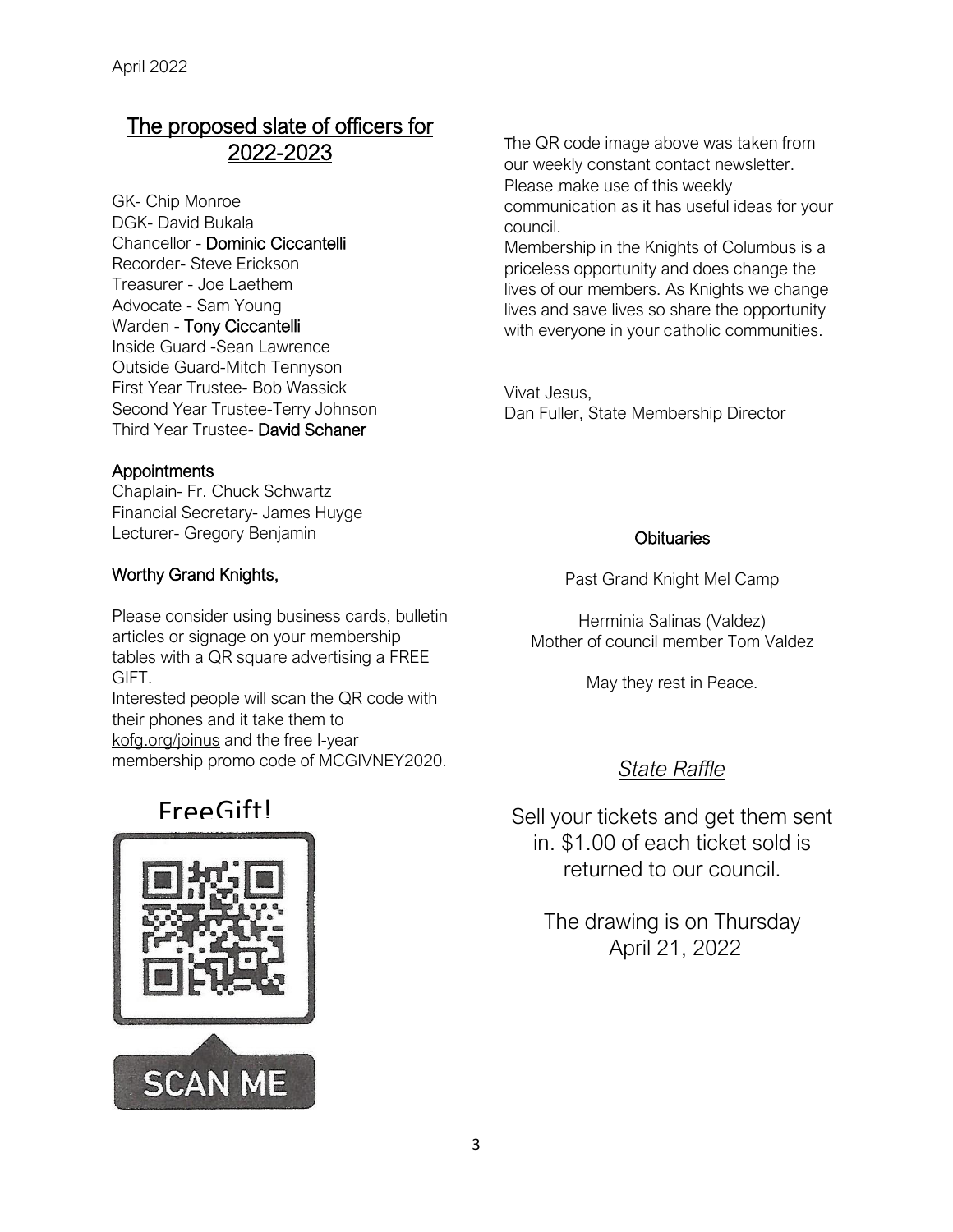## The proposed slate of officers for 2022-2023

GK- Chip Monroe
DGK- David Bukala
Chancellor - **Dominic Ciccantelli**
Recorder- Steve Erickson
Treasurer - Joe Laethem
Advocate - Sam Young
Warden - **Tony Ciccantelli**
Inside Guard -Sean Lawrence
Outside Guard-Mitch Tennyson
First Year Trustee- Bob Wassick
Second Year Trustee-Terry Johnson
Third Year Trustee- **David Schaner**

### Appointments

Chaplain- Fr. Chuck Schwartz
Financial Secretary- James Huyge
Lecturer- Gregory Benjamin

### Worthy Grand Knights,

Please consider using business cards, bulletin articles or signage on your membership tables with a QR square advertising a FREE GIFT.

Interested people will scan the QR code with their phones and it take them to kofg.org/joinus and the free l-year membership promo code of MCGIVNEY2020.

FreeGift!

SCAN ME

The QR code image above was taken from our weekly constant contact newsletter. Please make use of this weekly communication as it has useful ideas for your council.

Membership in the Knights of Columbus is a priceless opportunity and does change the lives of our members. As Knights we change lives and save lives so share the opportunity with everyone in your catholic communities.

Vivat Jesus,
Dan Fuller, State Membership Director

### Obituaries

Past Grand Knight Mel Camp

Herminia Salinas (Valdez)
Mother of council member Tom Valdez

May they rest in Peace.

## *State Raffle*

Sell your tickets and get them sent in. $1.00 of each ticket sold is returned to our council.

The drawing is on Thursday April 21, 2022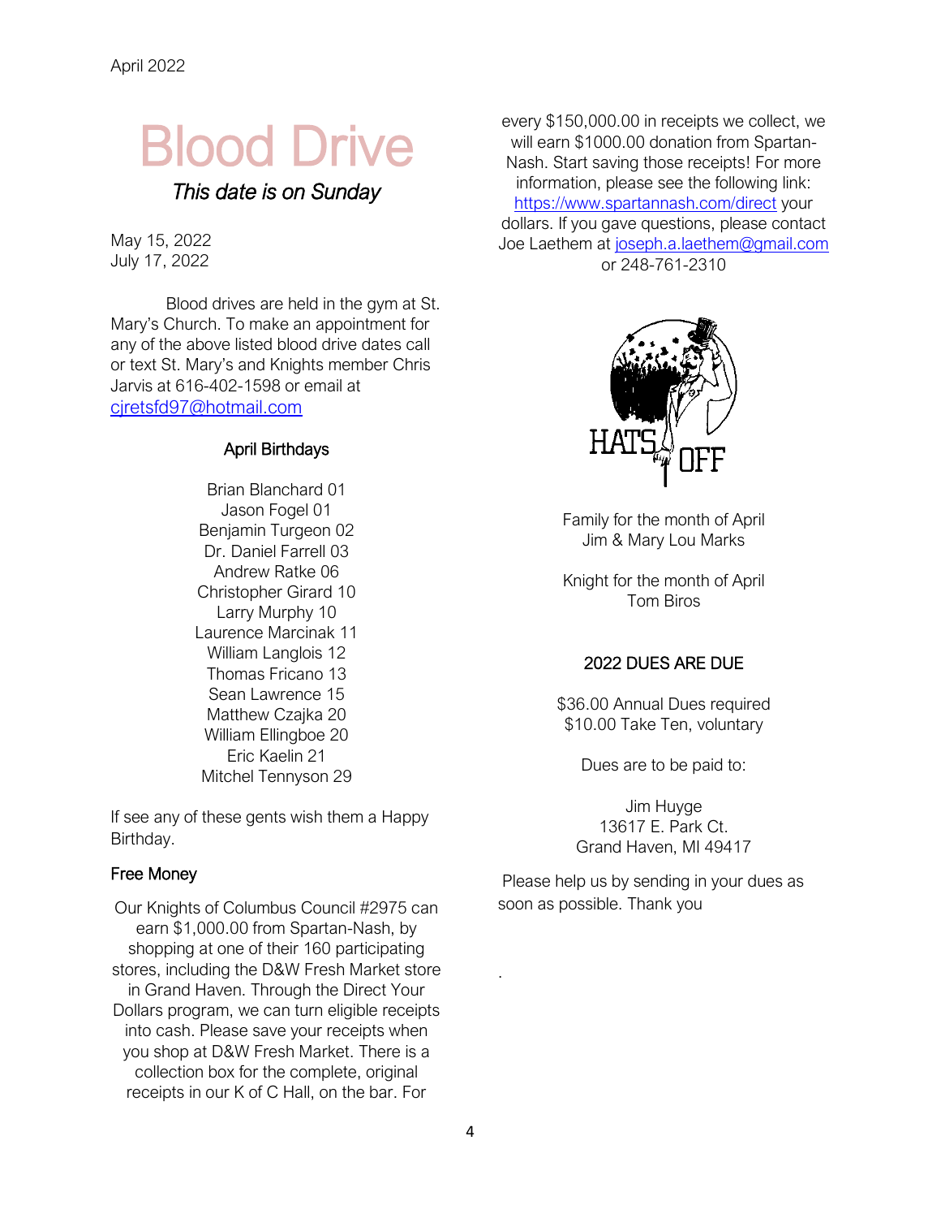# Blood Drive

*This date is on Sunday*

May 15, 2022
July 17, 2022

Blood drives are held in the gym at St. Mary's Church. To make an appointment for any of the above listed blood drive dates call or text St. Mary's and Knights member Chris Jarvis at 616-402-1598 or email at cjretsfd97@hotmail.com

### April Birthdays

Brian Blanchard 01
Jason Fogel 01
Benjamin Turgeon 02
Dr. Daniel Farrell 03
Andrew Ratke 06
Christopher Girard 10
Larry Murphy 10
Laurence Marcinak 11
William Langlois 12
Thomas Fricano 13
Sean Lawrence 15
Matthew Czajka 20
William Ellingboe 20
Eric Kaelin 21
Mitchel Tennyson 29

If see any of these gents wish them a Happy Birthday.

### Free Money

Our Knights of Columbus Council #2975 can earn $1,000.00 from Spartan-Nash, by shopping at one of their 160 participating stores, including the D&W Fresh Market store in Grand Haven. Through the Direct Your Dollars program, we can turn eligible receipts into cash. Please save your receipts when you shop at D&W Fresh Market. There is a collection box for the complete, original receipts in our K of C Hall, on the bar. For every $150,000.00 in receipts we collect, we will earn $1000.00 donation from Spartan-Nash. Start saving those receipts! For more information, please see the following link: https://www.spartannash.com/direct your dollars. If you gave questions, please contact Joe Laethem at joseph.a.laethem@gmail.com or 248-761-2310

HATS OFF

Family for the month of April
Jim & Mary Lou Marks

Knight for the month of April
Tom Biros

### 2022 DUES ARE DUE

$36.00 Annual Dues required
$10.00 Take Ten, voluntary

Dues are to be paid to:

Jim Huyge
13617 E. Park Ct.
Grand Haven, MI 49417

Please help us by sending in your dues as soon as possible. Thank you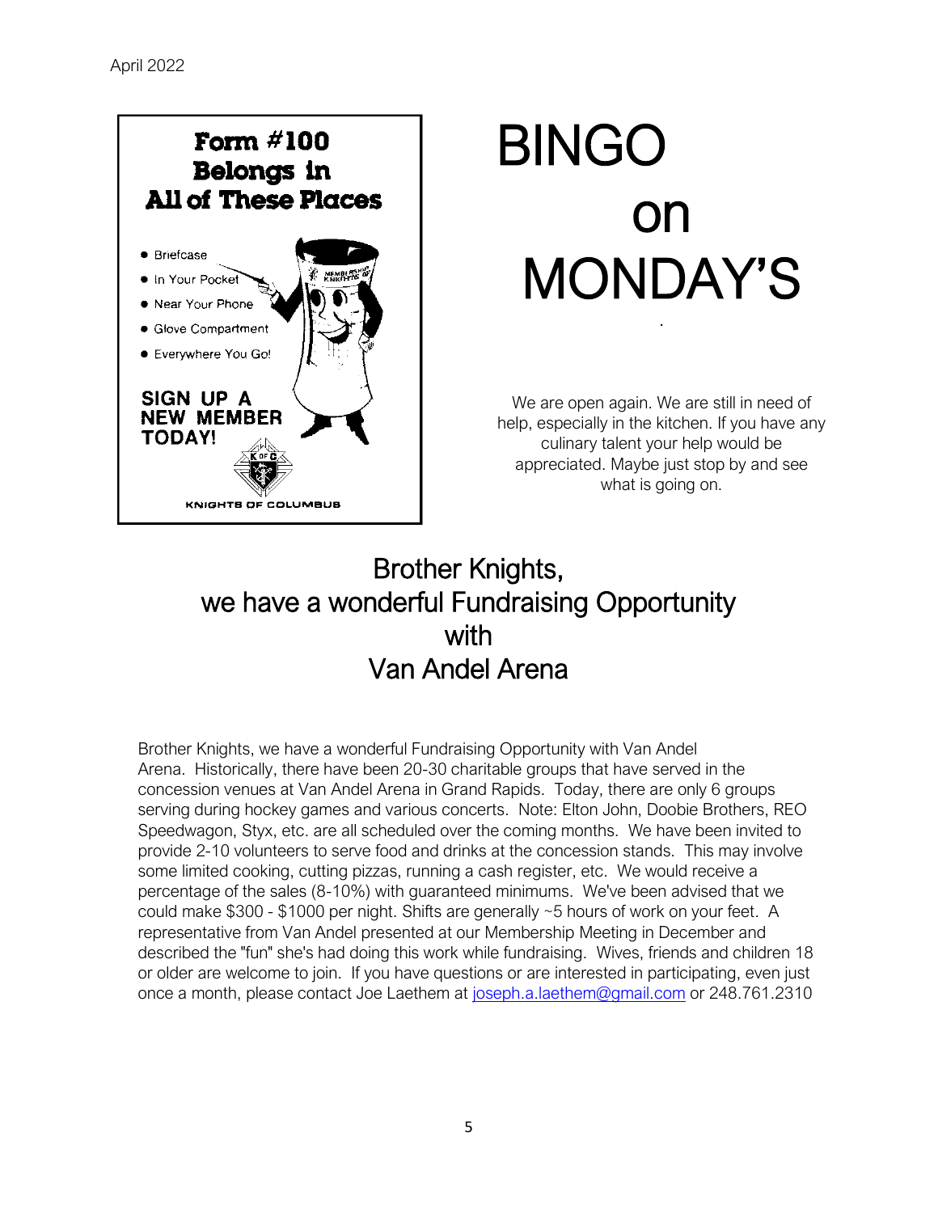April 2022

**Form #100 Belongs in All of These Places**

- Briefcase
- In Your Pocket
- Near Your Phone
- Glove Compartment
- Everywhere You Go!

**SIGN UP A NEW MEMBER TODAY!**

KNIGHTS OF COLUMBUS

# BINGO on MONDAY'S

We are open again. We are still in need of help, especially in the kitchen. If you have any culinary talent your help would be appreciated. Maybe just stop by and see what is going on.

## Brother Knights, we have a wonderful Fundraising Opportunity with Van Andel Arena

Brother Knights, we have a wonderful Fundraising Opportunity with Van Andel Arena. Historically, there have been 20-30 charitable groups that have served in the concession venues at Van Andel Arena in Grand Rapids. Today, there are only 6 groups serving during hockey games and various concerts. Note: Elton John, Doobie Brothers, REO Speedwagon, Styx, etc. are all scheduled over the coming months. We have been invited to provide 2-10 volunteers to serve food and drinks at the concession stands. This may involve some limited cooking, cutting pizzas, running a cash register, etc. We would receive a percentage of the sales (8-10%) with guaranteed minimums. We've been advised that we could make $300 - $1000 per night. Shifts are generally ~5 hours of work on your feet. A representative from Van Andel presented at our Membership Meeting in December and described the "fun" she's had doing this work while fundraising. Wives, friends and children 18 or older are welcome to join. If you have questions or are interested in participating, even just once a month, please contact Joe Laethem at joseph.a.laethem@gmail.com or 248.761.2310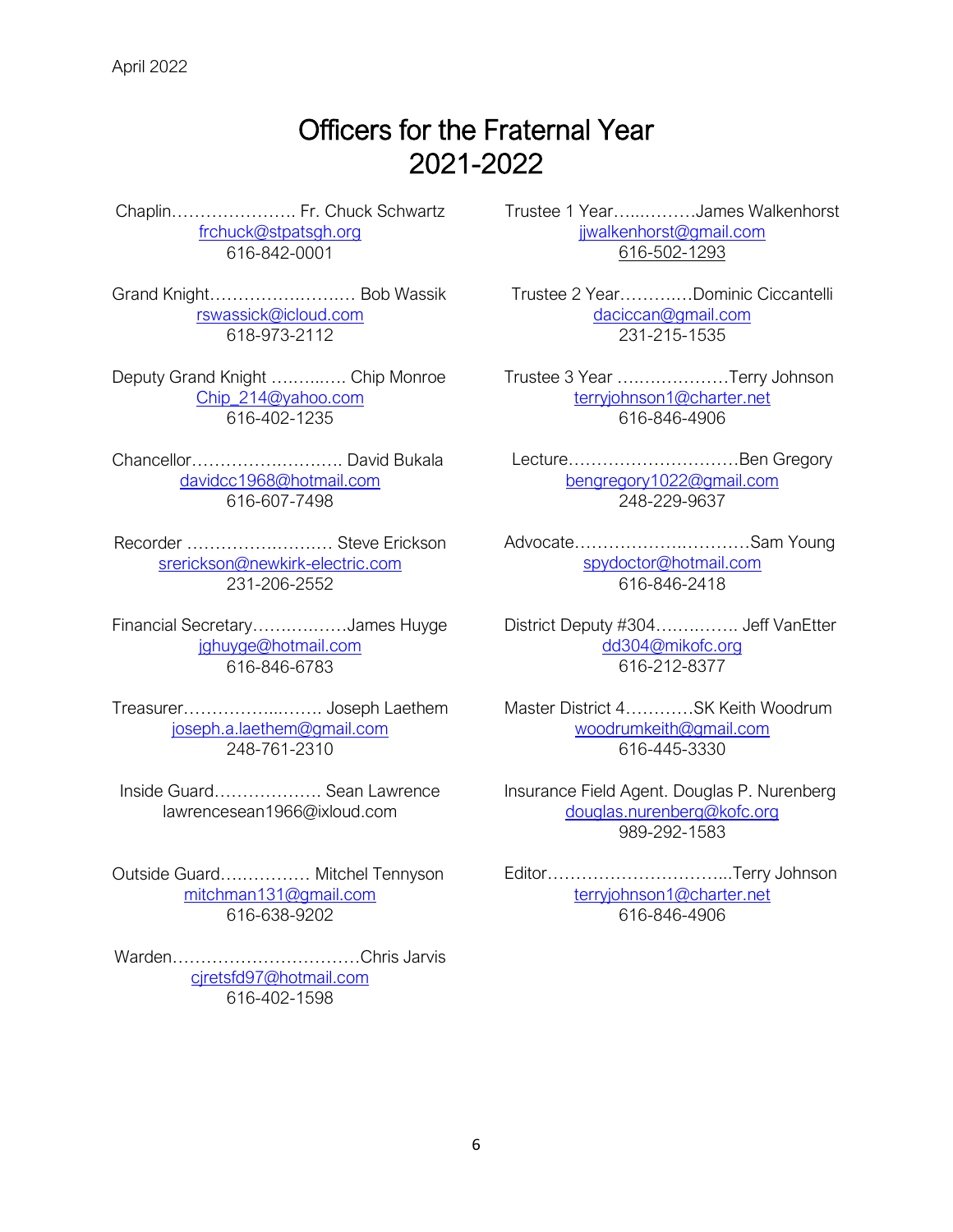# Officers for the Fraternal Year 2021-2022

Chaplin…………………. Fr. Chuck Schwartz
frchuck@stpatsgh.org
616-842-0001

Grand Knight……………………… Bob Wassik
rswassick@icloud.com
618-973-2112

Deputy Grand Knight …….…… Chip Monroe
Chip_214@yahoo.com
616-402-1235

Chancellor……………………… David Bukala
davidcc1968@hotmail.com
616-607-7498

Recorder ……………………… Steve Erickson
srerickson@newkirk-electric.com
231-206-2552

Financial Secretary………………James Huyge
jghuyge@hotmail.com
616-846-6783

Treasurer………………..…….. Joseph Laethem
joseph.a.laethem@gmail.com
248-761-2310

Inside Guard………………. Sean Lawrence
lawrencesean1966@ixloud.com

Outside Guard……………. Mitchel Tennyson
mitchman131@gmail.com
616-638-9202

Warden……………………………Chris Jarvis
cjretsfd97@hotmail.com
616-402-1598

Trustee 1 Year…..………James Walkenhorst
jjwalkenhorst@gmail.com
616-502-1293

Trustee 2 Year……….…Dominic Ciccantelli
daciccan@gmail.com
231-215-1535

Trustee 3 Year ………………..Terry Johnson
terryjohnson1@charter.net
616-846-4906

Lecture…………………………Ben Gregory
bengregory1022@gmail.com
248-229-9637

Advocate……………….…………Sam Young
spydoctor@hotmail.com
616-846-2418

District Deputy #304…….…….. Jeff VanEtter
dd304@mikofc.org
616-212-8377

Master District 4…………SK Keith Woodrum
woodrumkeith@gmail.com
616-445-3330

Insurance Field Agent. Douglas P. Nurenberg
douglas.nurenberg@kofc.org
989-292-1583

Editor…………………………...Terry Johnson
terryjohnson1@charter.net
616-846-4906